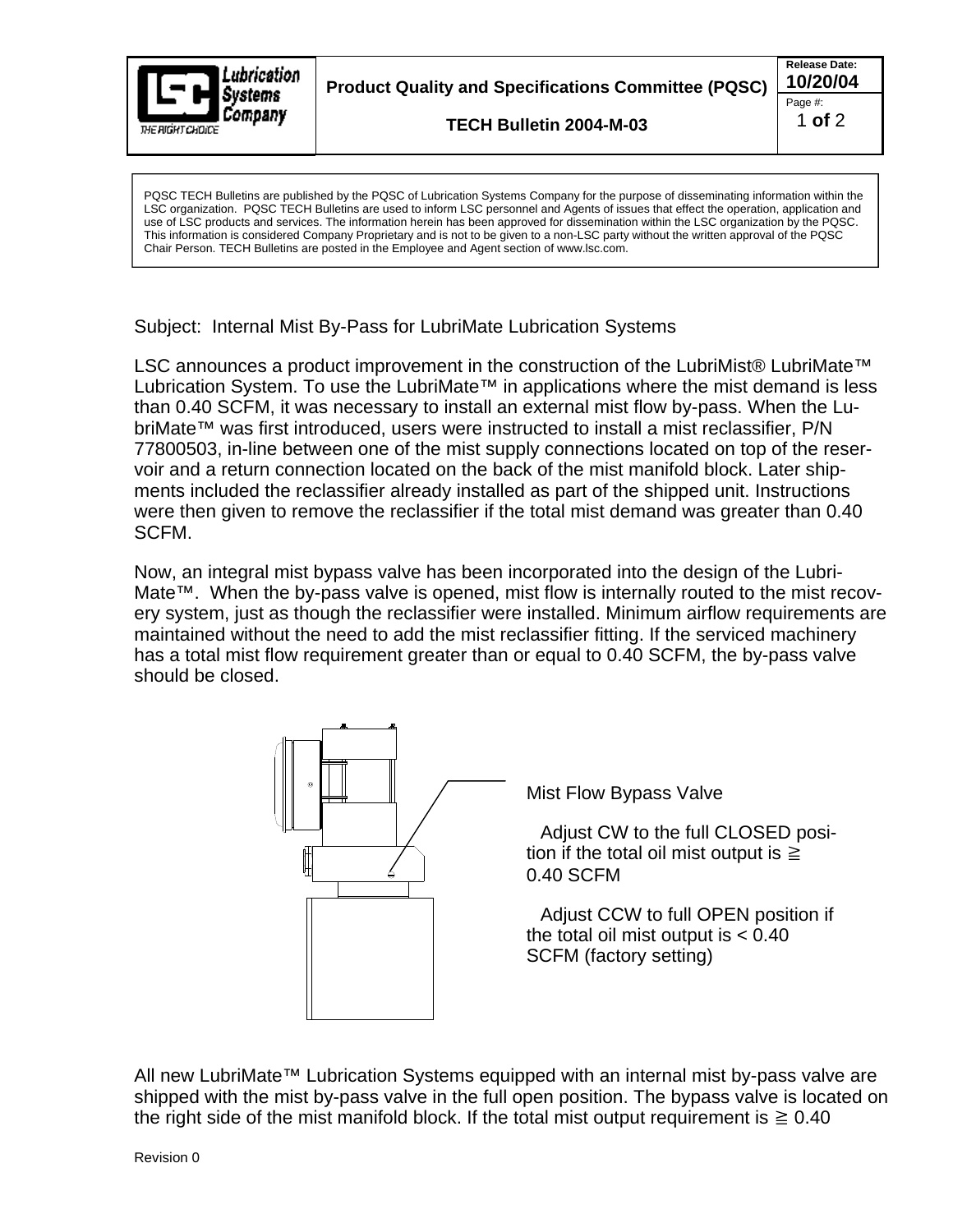**Product Quality and Specifications Committee (PQSC)**

**TECH Bulletin 2004-M-03**

**Release Date:** **10/20/04**

PQSC TECH Bulletins are published by the PQSC of Lubrication Systems Company for the purpose of disseminating information within the LSC organization. PQSC TECH Bulletins are used to inform LSC personnel and Agents of issues that effect the operation, application and use of LSC products and services. The information herein has been approved for dissemination within the LSC organization by the PQSC. This information is considered Company Proprietary and is not to be given to a non-LSC party without the written approval of the PQSC Chair Person. TECH Bulletins are posted in the Employee and Agent section of www.lsc.com.

Subject: Internal Mist By-Pass for LubriMate Lubrication Systems

LSC announces a product improvement in the construction of the LubriMist® LubriMate™ Lubrication System. To use the LubriMate™ in applications where the mist demand is less than 0.40 SCFM, it was necessary to install an external mist flow by-pass. When the LubriMate™ was first introduced, users were instructed to install a mist reclassifier, P/N 77800503, in-line between one of the mist supply connections located on top of the reservoir and a return connection located on the back of the mist manifold block. Later shipments included the reclassifier already installed as part of the shipped unit. Instructions were then given to remove the reclassifier if the total mist demand was greater than 0.40 SCFM.

Now, an integral mist bypass valve has been incorporated into the design of the LubriMate™. When the by-pass valve is opened, mist flow is internally routed to the mist recovery system, just as though the reclassifier were installed. Minimum airflow requirements are maintained without the need to add the mist reclassifier fitting. If the serviced machinery has a total mist flow requirement greater than or equal to 0.40 SCFM, the by-pass valve should be closed.

Mist Flow Bypass Valve

Adjust CW to the full CLOSED position if the total oil mist output is ≧ 0.40 SCFM

Adjust CCW to full OPEN position if the total oil mist output is < 0.40 SCFM (factory setting)

All new LubriMate™ Lubrication Systems equipped with an internal mist by-pass valve are shipped with the mist by-pass valve in the full open position. The bypass valve is located on the right side of the mist manifold block. If the total mist output requirement is ≧ 0.40

Revision 0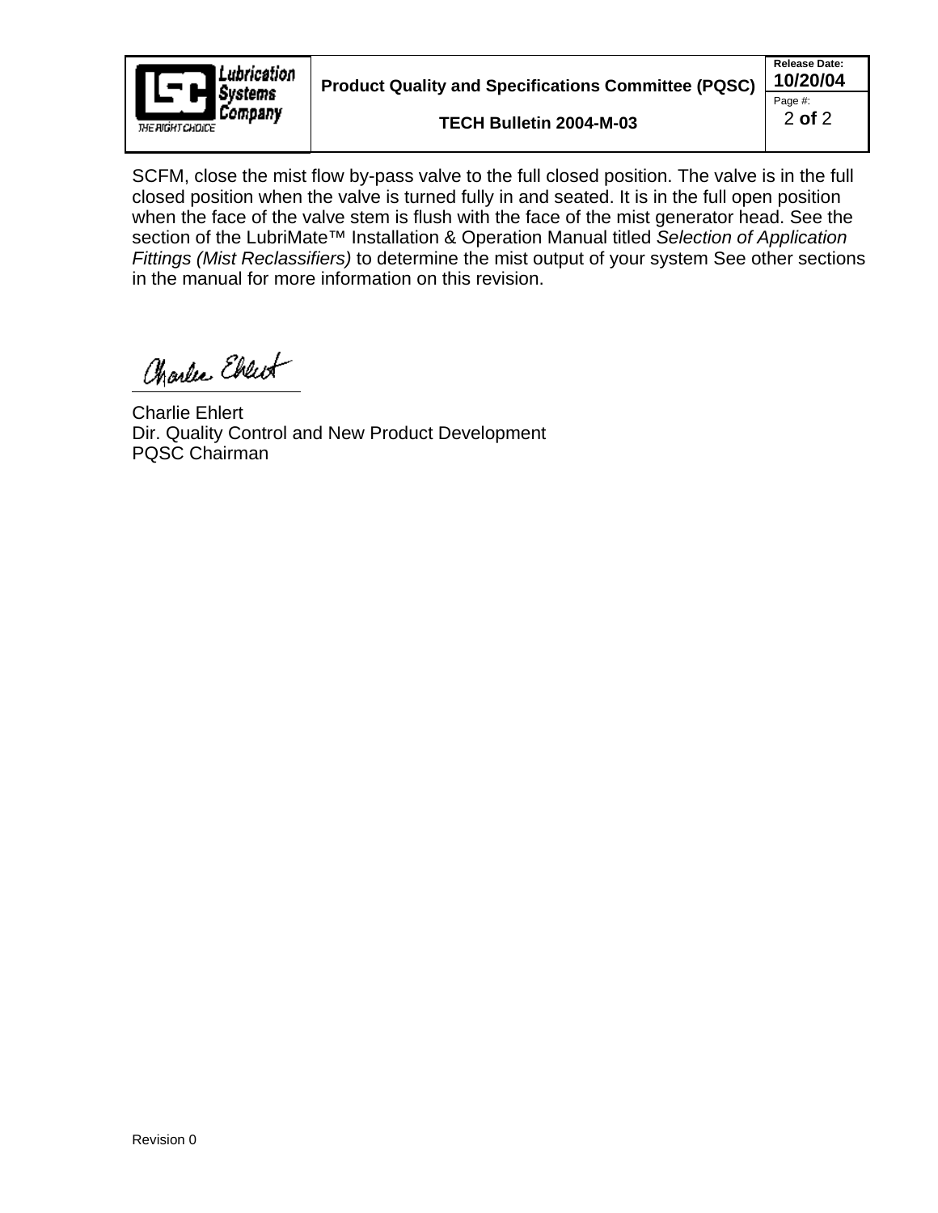SCFM, close the mist flow by-pass valve to the full closed position. The valve is in the full closed position when the valve is turned fully in and seated. It is in the full open position when the face of the valve stem is flush with the face of the mist generator head. See the section of the LubriMate™ Installation & Operation Manual titled *Selection of Application Fittings (Mist Reclassifiers)* to determine the mist output of your system See other sections in the manual for more information on this revision.

Charlie Ehlert
Dir. Quality Control and New Product Development
PQSC Chairman

Revision 0